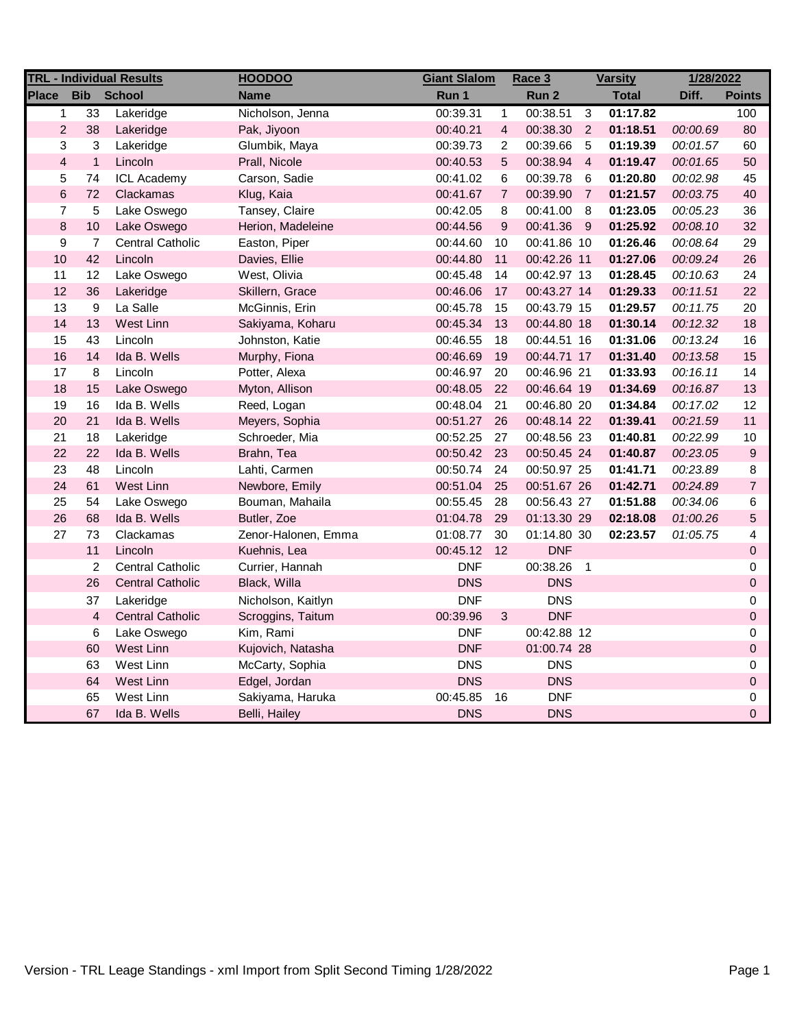| TRL - Individual Results | | | HOODOO | Giant Slalom | | Race 3 | | Varsity | 1/28/2022 | |
|---|---|---|---|---|---|---|---|---|---|---|
| **Place** | **Bib** | **School** | **Name** | **Run 1** | | **Run 2** | | **Total** | **Diff.** | **Points** |
| 1 | 33 | Lakeridge | Nicholson, Jenna | 00:39.31 | 1 | 00:38.51 | 3 | **01:17.82** | | 100 |
| 2 | 38 | Lakeridge | Pak, Jiyoon | 00:40.21 | 4 | 00:38.30 | 2 | **01:18.51** | *00:00.69* | 80 |
| 3 | 3 | Lakeridge | Glumbik, Maya | 00:39.73 | 2 | 00:39.66 | 5 | **01:19.39** | *00:01.57* | 60 |
| 4 | 1 | Lincoln | Prall, Nicole | 00:40.53 | 5 | 00:38.94 | 4 | **01:19.47** | *00:01.65* | 50 |
| 5 | 74 | ICL Academy | Carson, Sadie | 00:41.02 | 6 | 00:39.78 | 6 | **01:20.80** | *00:02.98* | 45 |
| 6 | 72 | Clackamas | Klug, Kaia | 00:41.67 | 7 | 00:39.90 | 7 | **01:21.57** | *00:03.75* | 40 |
| 7 | 5 | Lake Oswego | Tansey, Claire | 00:42.05 | 8 | 00:41.00 | 8 | **01:23.05** | *00:05.23* | 36 |
| 8 | 10 | Lake Oswego | Herion, Madeleine | 00:44.56 | 9 | 00:41.36 | 9 | **01:25.92** | *00:08.10* | 32 |
| 9 | 7 | Central Catholic | Easton, Piper | 00:44.60 | 10 | 00:41.86 | 10 | **01:26.46** | *00:08.64* | 29 |
| 10 | 42 | Lincoln | Davies, Ellie | 00:44.80 | 11 | 00:42.26 | 11 | **01:27.06** | *00:09.24* | 26 |
| 11 | 12 | Lake Oswego | West, Olivia | 00:45.48 | 14 | 00:42.97 | 13 | **01:28.45** | *00:10.63* | 24 |
| 12 | 36 | Lakeridge | Skillern, Grace | 00:46.06 | 17 | 00:43.27 | 14 | **01:29.33** | *00:11.51* | 22 |
| 13 | 9 | La Salle | McGinnis, Erin | 00:45.78 | 15 | 00:43.79 | 15 | **01:29.57** | *00:11.75* | 20 |
| 14 | 13 | West Linn | Sakiyama, Koharu | 00:45.34 | 13 | 00:44.80 | 18 | **01:30.14** | *00:12.32* | 18 |
| 15 | 43 | Lincoln | Johnston, Katie | 00:46.55 | 18 | 00:44.51 | 16 | **01:31.06** | *00:13.24* | 16 |
| 16 | 14 | Ida B. Wells | Murphy, Fiona | 00:46.69 | 19 | 00:44.71 | 17 | **01:31.40** | *00:13.58* | 15 |
| 17 | 8 | Lincoln | Potter, Alexa | 00:46.97 | 20 | 00:46.96 | 21 | **01:33.93** | *00:16.11* | 14 |
| 18 | 15 | Lake Oswego | Myton, Allison | 00:48.05 | 22 | 00:46.64 | 19 | **01:34.69** | *00:16.87* | 13 |
| 19 | 16 | Ida B. Wells | Reed, Logan | 00:48.04 | 21 | 00:46.80 | 20 | **01:34.84** | *00:17.02* | 12 |
| 20 | 21 | Ida B. Wells | Meyers, Sophia | 00:51.27 | 26 | 00:48.14 | 22 | **01:39.41** | *00:21.59* | 11 |
| 21 | 18 | Lakeridge | Schroeder, Mia | 00:52.25 | 27 | 00:48.56 | 23 | **01:40.81** | *00:22.99* | 10 |
| 22 | 22 | Ida B. Wells | Brahn, Tea | 00:50.42 | 23 | 00:50.45 | 24 | **01:40.87** | *00:23.05* | 9 |
| 23 | 48 | Lincoln | Lahti, Carmen | 00:50.74 | 24 | 00:50.97 | 25 | **01:41.71** | *00:23.89* | 8 |
| 24 | 61 | West Linn | Newbore, Emily | 00:51.04 | 25 | 00:51.67 | 26 | **01:42.71** | *00:24.89* | 7 |
| 25 | 54 | Lake Oswego | Bouman, Mahaila | 00:55.45 | 28 | 00:56.43 | 27 | **01:51.88** | *00:34.06* | 6 |
| 26 | 68 | Ida B. Wells | Butler, Zoe | 01:04.78 | 29 | 01:13.30 | 29 | **02:18.08** | *01:00.26* | 5 |
| 27 | 73 | Clackamas | Zenor-Halonen, Emma | 01:08.77 | 30 | 01:14.80 | 30 | **02:23.57** | *01:05.75* | 4 |
| | 11 | Lincoln | Kuehnis, Lea | 00:45.12 | 12 | DNF | | | | 0 |
| | 2 | Central Catholic | Currier, Hannah | DNF | | 00:38.26 | 1 | | | 0 |
| | 26 | Central Catholic | Black, Willa | DNS | | DNS | | | | 0 |
| | 37 | Lakeridge | Nicholson, Kaitlyn | DNF | | DNS | | | | 0 |
| | 4 | Central Catholic | Scroggins, Taitum | 00:39.96 | 3 | DNF | | | | 0 |
| | 6 | Lake Oswego | Kim, Rami | DNF | | 00:42.88 | 12 | | | 0 |
| | 60 | West Linn | Kujovich, Natasha | DNF | | 01:00.74 | 28 | | | 0 |
| | 63 | West Linn | McCarty, Sophia | DNS | | DNS | | | | 0 |
| | 64 | West Linn | Edgel, Jordan | DNS | | DNS | | | | 0 |
| | 65 | West Linn | Sakiyama, Haruka | 00:45.85 | 16 | DNF | | | | 0 |
| | 67 | Ida B. Wells | Belli, Hailey | DNS | | DNS | | | | 0 |

Version - TRL Leage Standings - xml Import from Split Second Timing 1/28/2022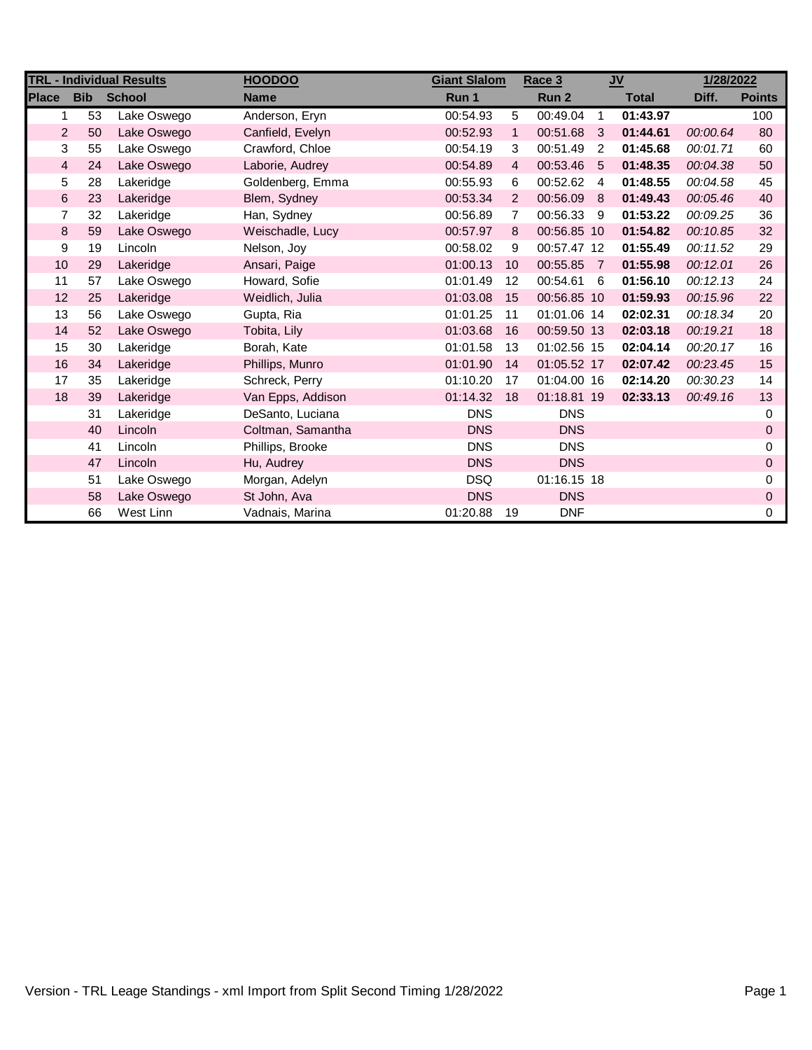| TRL - Individual Results | | | HOODOO | Giant Slalom | | Race 3 | | JV | 1/28/2022 | |
|---|---|---|---|---|---|---|---|---|---|---|
| Place | Bib | School | Name | Run 1 | | Run 2 | | Total | Diff. | Points |
| 1 | 53 | Lake Oswego | Anderson, Eryn | 00:54.93 | 5 | 00:49.04 | 1 | **01:43.97** | | 100 |
| 2 | 50 | Lake Oswego | Canfield, Evelyn | 00:52.93 | 1 | 00:51.68 | 3 | **01:44.61** | *00:00.64* | 80 |
| 3 | 55 | Lake Oswego | Crawford, Chloe | 00:54.19 | 3 | 00:51.49 | 2 | **01:45.68** | *00:01.71* | 60 |
| 4 | 24 | Lakeridge | Laborie, Audrey | 00:54.89 | 4 | 00:53.46 | 5 | **01:48.35** | *00:04.38* | 50 |
| 5 | 28 | Lakeridge | Goldenberg, Emma | 00:55.93 | 6 | 00:52.62 | 4 | **01:48.55** | *00:04.58* | 45 |
| 6 | 23 | Lakeridge | Blem, Sydney | 00:53.34 | 2 | 00:56.09 | 8 | **01:49.43** | *00:05.46* | 40 |
| 7 | 32 | Lakeridge | Han, Sydney | 00:56.89 | 7 | 00:56.33 | 9 | **01:53.22** | *00:09.25* | 36 |
| 8 | 59 | Lake Oswego | Weischadle, Lucy | 00:57.97 | 8 | 00:56.85 | 10 | **01:54.82** | *00:10.85* | 32 |
| 9 | 19 | Lincoln | Nelson, Joy | 00:58.02 | 9 | 00:57.47 | 12 | **01:55.49** | *00:11.52* | 29 |
| 10 | 29 | Lakeridge | Ansari, Paige | 01:00.13 | 10 | 00:55.85 | 7 | **01:55.98** | *00:12.01* | 26 |
| 11 | 57 | Lake Oswego | Howard, Sofie | 01:01.49 | 12 | 00:54.61 | 6 | **01:56.10** | *00:12.13* | 24 |
| 12 | 25 | Lakeridge | Weidlich, Julia | 01:03.08 | 15 | 00:56.85 | 10 | **01:59.93** | *00:15.96* | 22 |
| 13 | 56 | Lake Oswego | Gupta, Ria | 01:01.25 | 11 | 01:01.06 | 14 | **02:02.31** | *00:18.34* | 20 |
| 14 | 52 | Lake Oswego | Tobita, Lily | 01:03.68 | 16 | 00:59.50 | 13 | **02:03.18** | *00:19.21* | 18 |
| 15 | 30 | Lakeridge | Borah, Kate | 01:01.58 | 13 | 01:02.56 | 15 | **02:04.14** | *00:20.17* | 16 |
| 16 | 34 | Lakeridge | Phillips, Munro | 01:01.90 | 14 | 01:05.52 | 17 | **02:07.42** | *00:23.45* | 15 |
| 17 | 35 | Lakeridge | Schreck, Perry | 01:10.20 | 17 | 01:04.00 | 16 | **02:14.20** | *00:30.23* | 14 |
| 18 | 39 | Lakeridge | Van Epps, Addison | 01:14.32 | 18 | 01:18.81 | 19 | **02:33.13** | *00:49.16* | 13 |
| | 31 | Lakeridge | DeSanto, Luciana | DNS | | DNS | | | | 0 |
| | 40 | Lincoln | Coltman, Samantha | DNS | | DNS | | | | 0 |
| | 41 | Lincoln | Phillips, Brooke | DNS | | DNS | | | | 0 |
| | 47 | Lincoln | Hu, Audrey | DNS | | DNS | | | | 0 |
| | 51 | Lake Oswego | Morgan, Adelyn | DSQ | | 01:16.15 | 18 | | | 0 |
| | 58 | Lake Oswego | St John, Ava | DNS | | DNS | | | | 0 |
| | 66 | West Linn | Vadnais, Marina | 01:20.88 | 19 | DNF | | | | 0 |

Version - TRL Leage Standings - xml Import from Split Second Timing 1/28/2022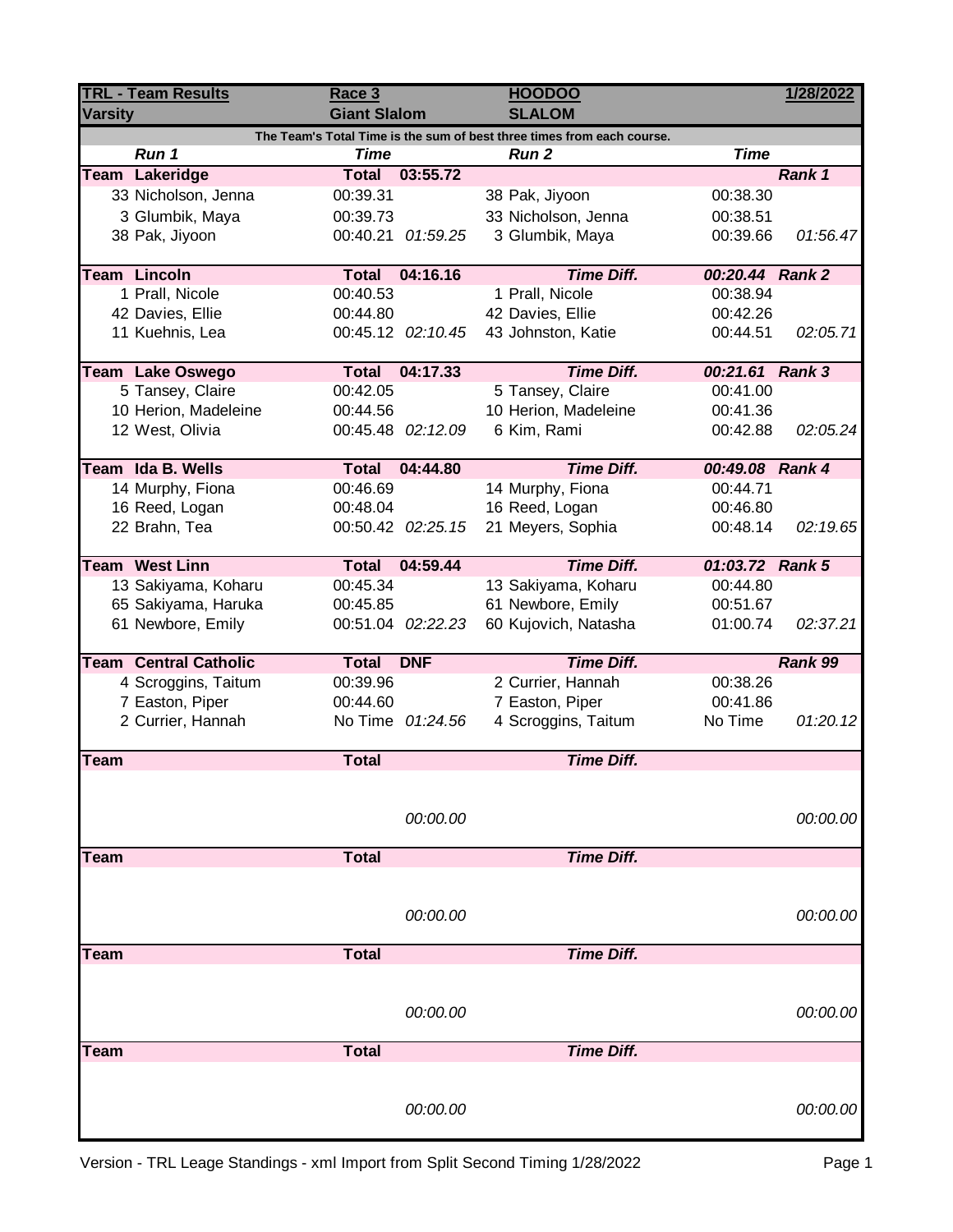| TRL - Team Results | Race 3 | | HOODOO | | 1/28/2022 |
|---|---|---|---|---|---|
| Varsity | Giant Slalom | | SLALOM | | |
| The Team's Total Time is the sum of best three times from each course. | | | | | |
| *Run 1* | *Time* | | *Run 2* | *Time* | |
| **Team Lakeridge** | **Total** | **03:55.72** | | | ***Rank 1*** |
| 33 Nicholson, Jenna | 00:39.31 | | 38 Pak, Jiyoon | 00:38.30 | |
| 3 Glumbik, Maya | 00:39.73 | | 33 Nicholson, Jenna | 00:38.51 | |
| 38 Pak, Jiyoon | 00:40.21 | *01:59.25* | 3 Glumbik, Maya | 00:39.66 | *01:56.47* |
| **Team Lincoln** | **Total** | **04:16.16** | ***Time Diff.*** | ***00:20.44*** | ***Rank 2*** |
| 1 Prall, Nicole | 00:40.53 | | 1 Prall, Nicole | 00:38.94 | |
| 42 Davies, Ellie | 00:44.80 | | 42 Davies, Ellie | 00:42.26 | |
| 11 Kuehnis, Lea | 00:45.12 | *02:10.45* | 43 Johnston, Katie | 00:44.51 | *02:05.71* |
| **Team Lake Oswego** | **Total** | **04:17.33** | ***Time Diff.*** | ***00:21.61*** | ***Rank 3*** |
| 5 Tansey, Claire | 00:42.05 | | 5 Tansey, Claire | 00:41.00 | |
| 10 Herion, Madeleine | 00:44.56 | | 10 Herion, Madeleine | 00:41.36 | |
| 12 West, Olivia | 00:45.48 | *02:12.09* | 6 Kim, Rami | 00:42.88 | *02:05.24* |
| **Team Ida B. Wells** | **Total** | **04:44.80** | ***Time Diff.*** | ***00:49.08*** | ***Rank 4*** |
| 14 Murphy, Fiona | 00:46.69 | | 14 Murphy, Fiona | 00:44.71 | |
| 16 Reed, Logan | 00:48.04 | | 16 Reed, Logan | 00:46.80 | |
| 22 Brahn, Tea | 00:50.42 | *02:25.15* | 21 Meyers, Sophia | 00:48.14 | *02:19.65* |
| **Team West Linn** | **Total** | **04:59.44** | ***Time Diff.*** | ***01:03.72*** | ***Rank 5*** |
| 13 Sakiyama, Koharu | 00:45.34 | | 13 Sakiyama, Koharu | 00:44.80 | |
| 65 Sakiyama, Haruka | 00:45.85 | | 61 Newbore, Emily | 00:51.67 | |
| 61 Newbore, Emily | 00:51.04 | *02:22.23* | 60 Kujovich, Natasha | 01:00.74 | *02:37.21* |
| **Team Central Catholic** | **Total** | **DNF** | ***Time Diff.*** | | ***Rank 99*** |
| 4 Scroggins, Taitum | 00:39.96 | | 2 Currier, Hannah | 00:38.26 | |
| 7 Easton, Piper | 00:44.60 | | 7 Easton, Piper | 00:41.86 | |
| 2 Currier, Hannah | No Time | *01:24.56* | 4 Scroggins, Taitum | No Time | *01:20.12* |
| **Team** | **Total** | | ***Time Diff.*** | | |
| | | *00:00.00* | | | *00:00.00* |
| **Team** | **Total** | | ***Time Diff.*** | | |
| | | *00:00.00* | | | *00:00.00* |
| **Team** | **Total** | | ***Time Diff.*** | | |
| | | *00:00.00* | | | *00:00.00* |
| **Team** | **Total** | | ***Time Diff.*** | | |
| | | *00:00.00* | | | *00:00.00* |

Version - TRL Leage Standings - xml Import from Split Second Timing 1/28/2022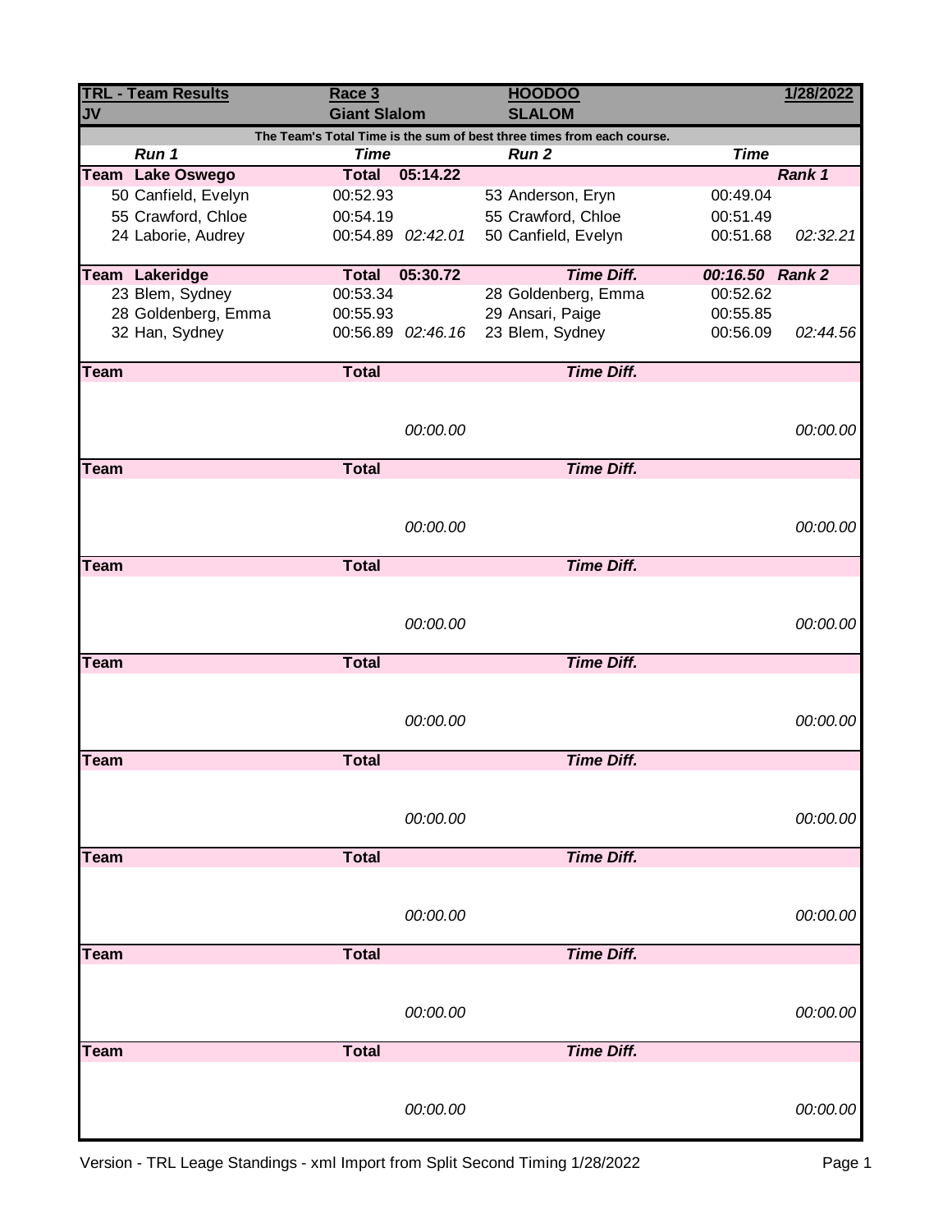| TRL - Team Results | | Race 3 | | HOODOO | | 1/28/2022 |
|---|---|---|---|---|---|---|
| JV | | Giant Slalom | | SLALOM | | |
| The Team's Total Time is the sum of best three times from each course. | | | | | | |
| *Run 1* | | *Time* | | *Run 2* | *Time* | |
| **Team** | **Lake Oswego** | **Total** | **05:14.22** | | | ***Rank 1*** |
| | 50 Canfield, Evelyn | 00:52.93 | | 53 Anderson, Eryn | 00:49.04 | |
| | 55 Crawford, Chloe | 00:54.19 | | 55 Crawford, Chloe | 00:51.49 | |
| | 24 Laborie, Audrey | 00:54.89 | *02:42.01* | 50 Canfield, Evelyn | 00:51.68 | *02:32.21* |
| **Team** | **Lakeridge** | **Total** | **05:30.72** | ***Time Diff.*** | ***00:16.50*** | ***Rank 2*** |
| | 23 Blem, Sydney | 00:53.34 | | 28 Goldenberg, Emma | 00:52.62 | |
| | 28 Goldenberg, Emma | 00:55.93 | | 29 Ansari, Paige | 00:55.85 | |
| | 32 Han, Sydney | 00:56.89 | *02:46.16* | 23 Blem, Sydney | 00:56.09 | *02:44.56* |
| **Team** | | **Total** | | ***Time Diff.*** | | |
| | | | *00:00.00* | | | *00:00.00* |
| **Team** | | **Total** | | ***Time Diff.*** | | |
| | | | *00:00.00* | | | *00:00.00* |
| **Team** | | **Total** | | ***Time Diff.*** | | |
| | | | *00:00.00* | | | *00:00.00* |
| **Team** | | **Total** | | ***Time Diff.*** | | |
| | | | *00:00.00* | | | *00:00.00* |
| **Team** | | **Total** | | ***Time Diff.*** | | |
| | | | *00:00.00* | | | *00:00.00* |
| **Team** | | **Total** | | ***Time Diff.*** | | |
| | | | *00:00.00* | | | *00:00.00* |
| **Team** | | **Total** | | ***Time Diff.*** | | |
| | | | *00:00.00* | | | *00:00.00* |
| **Team** | | **Total** | | ***Time Diff.*** | | |
| | | | *00:00.00* | | | *00:00.00* |

Version - TRL Leage Standings - xml Import from Split Second Timing 1/28/2022